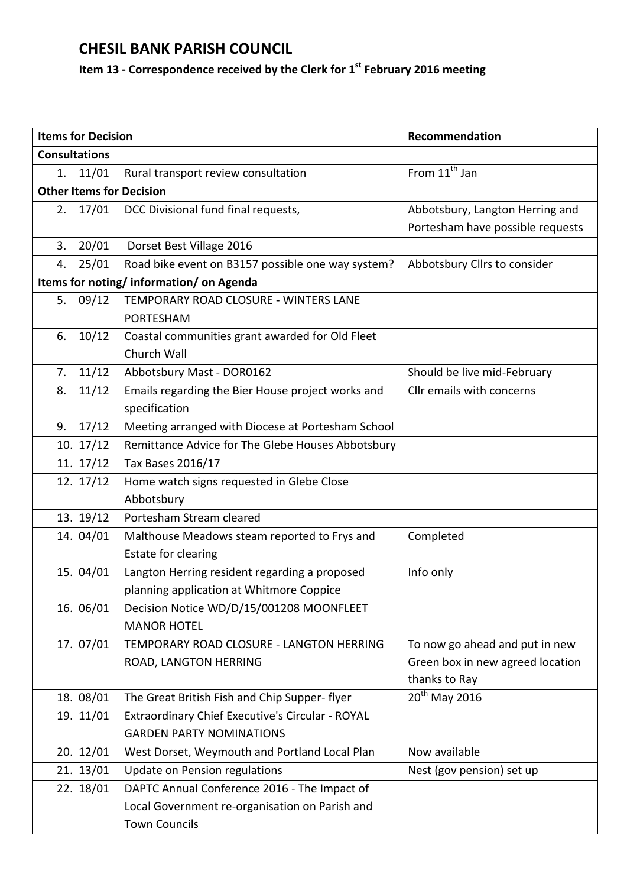# CHESIL BANK PARISH COUNCIL

## Item 13 - Correspondence received by the Clerk for 1st February 2016 meeting

| Items for Decision | | | Recommendation |
|---|---|---|---|
| **Consultations** | | | |
| 1. | 11/01 | Rural transport review consultation | From 11th Jan |
| **Other Items for Decision** | | | |
| 2. | 17/01 | DCC Divisional fund final requests, | Abbotsbury, Langton Herring and Portesham have possible requests |
| 3. | 20/01 | Dorset Best Village 2016 | |
| 4. | 25/01 | Road bike event on B3157 possible one way system? | Abbotsbury Cllrs to consider |
| **Items for noting/ information/ on Agenda** | | | |
| 5. | 09/12 | TEMPORARY ROAD CLOSURE - WINTERS LANE PORTESHAM | |
| 6. | 10/12 | Coastal communities grant awarded for Old Fleet Church Wall | |
| 7. | 11/12 | Abbotsbury Mast - DOR0162 | Should be live mid-February |
| 8. | 11/12 | Emails regarding the Bier House project works and specification | Cllr emails with concerns |
| 9. | 17/12 | Meeting arranged with Diocese at Portesham School | |
| 10. | 17/12 | Remittance Advice for The Glebe Houses Abbotsbury | |
| 11. | 17/12 | Tax Bases 2016/17 | |
| 12. | 17/12 | Home watch signs requested in Glebe Close Abbotsbury | |
| 13. | 19/12 | Portesham Stream cleared | |
| 14. | 04/01 | Malthouse Meadows steam reported to Frys and Estate for clearing | Completed |
| 15. | 04/01 | Langton Herring resident regarding a proposed planning application at Whitmore Coppice | Info only |
| 16. | 06/01 | Decision Notice WD/D/15/001208 MOONFLEET MANOR HOTEL | |
| 17. | 07/01 | TEMPORARY ROAD CLOSURE - LANGTON HERRING ROAD, LANGTON HERRING | To now go ahead and put in new Green box in new agreed location thanks to Ray |
| 18. | 08/01 | The Great British Fish and Chip Supper- flyer | 20th May 2016 |
| 19. | 11/01 | Extraordinary Chief Executive's Circular - ROYAL GARDEN PARTY NOMINATIONS | |
| 20. | 12/01 | West Dorset, Weymouth and Portland Local Plan | Now available |
| 21. | 13/01 | Update on Pension regulations | Nest (gov pension) set up |
| 22. | 18/01 | DAPTC Annual Conference 2016 - The Impact of Local Government re-organisation on Parish and Town Councils | |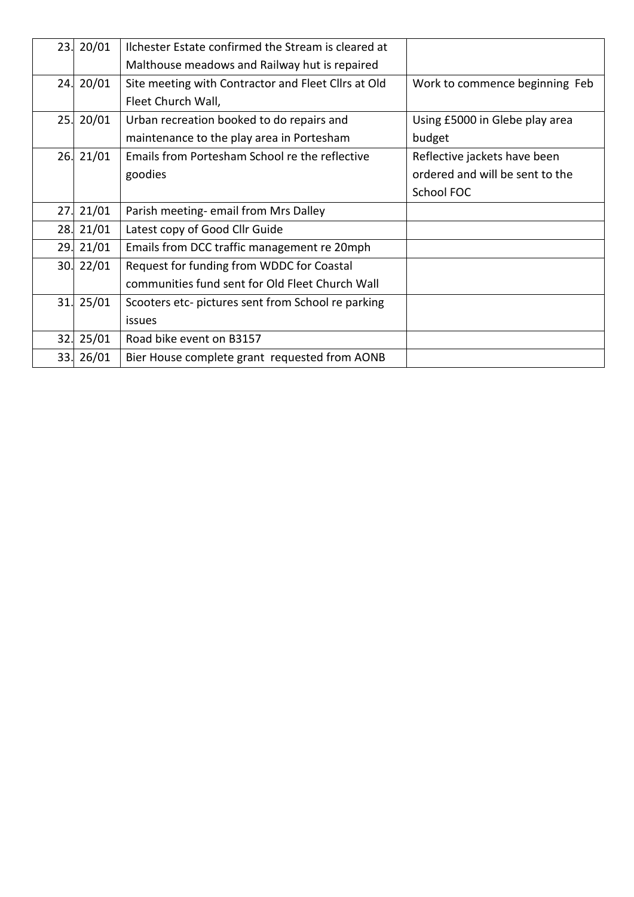| | | | |
|---|---|---|---|
| 23. | 20/01 | Ilchester Estate confirmed the Stream is cleared at Malthouse meadows and Railway hut is repaired | |
| 24. | 20/01 | Site meeting with Contractor and Fleet Cllrs at Old Fleet Church Wall, | Work to commence beginning Feb |
| 25. | 20/01 | Urban recreation booked to do repairs and maintenance to the play area in Portesham | Using £5000 in Glebe play area budget |
| 26. | 21/01 | Emails from Portesham School re the reflective goodies | Reflective jackets have been ordered and will be sent to the School FOC |
| 27. | 21/01 | Parish meeting- email from Mrs Dalley | |
| 28. | 21/01 | Latest copy of Good Cllr Guide | |
| 29. | 21/01 | Emails from DCC traffic management re 20mph | |
| 30. | 22/01 | Request for funding from WDDC for Coastal communities fund sent for Old Fleet Church Wall | |
| 31. | 25/01 | Scooters etc- pictures sent from School re parking issues | |
| 32. | 25/01 | Road bike event on B3157 | |
| 33. | 26/01 | Bier House complete grant requested from AONB | |